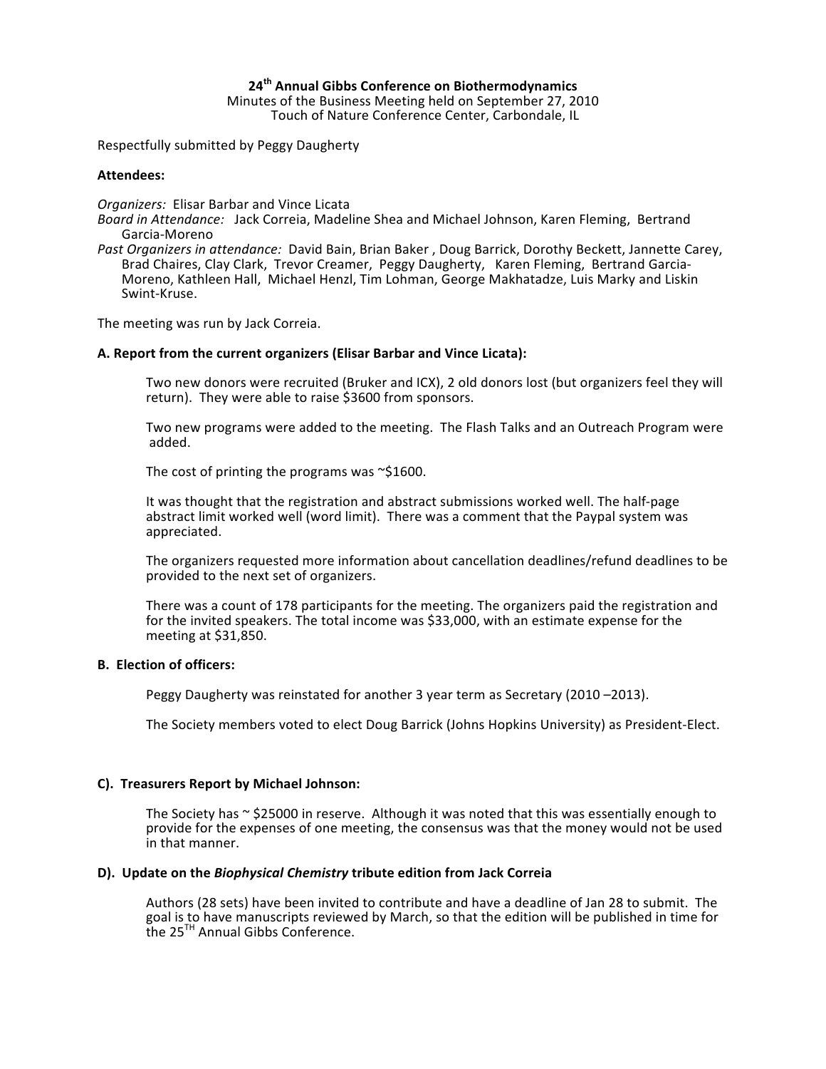# 24th Annual Gibbs Conference on Biothermodynamics

Minutes of the Business Meeting held on September 27, 2010
Touch of Nature Conference Center, Carbondale, IL

Respectfully submitted by Peggy Daugherty

**Attendees:**

*Organizers:* Elisar Barbar and Vince Licata
*Board in Attendance:* Jack Correia, Madeline Shea and Michael Johnson, Karen Fleming, Bertrand Garcia-Moreno
*Past Organizers in attendance:* David Bain, Brian Baker , Doug Barrick, Dorothy Beckett, Jannette Carey, Brad Chaires, Clay Clark, Trevor Creamer, Peggy Daugherty, Karen Fleming, Bertrand Garcia-Moreno, Kathleen Hall, Michael Henzl, Tim Lohman, George Makhatadze, Luis Marky and Liskin Swint-Kruse.

The meeting was run by Jack Correia.

**A. Report from the current organizers (Elisar Barbar and Vince Licata):**

Two new donors were recruited (Bruker and ICX), 2 old donors lost (but organizers feel they will return). They were able to raise $3600 from sponsors.

Two new programs were added to the meeting. The Flash Talks and an Outreach Program were added.

The cost of printing the programs was ~$1600.

It was thought that the registration and abstract submissions worked well. The half-page abstract limit worked well (word limit). There was a comment that the Paypal system was appreciated.

The organizers requested more information about cancellation deadlines/refund deadlines to be provided to the next set of organizers.

There was a count of 178 participants for the meeting. The organizers paid the registration and for the invited speakers. The total income was $33,000, with an estimate expense for the meeting at $31,850.

**B. Election of officers:**

Peggy Daugherty was reinstated for another 3 year term as Secretary (2010 –2013).

The Society members voted to elect Doug Barrick (Johns Hopkins University) as President-Elect.

**C). Treasurers Report by Michael Johnson:**

The Society has ~ $25000 in reserve. Although it was noted that this was essentially enough to provide for the expenses of one meeting, the consensus was that the money would not be used in that manner.

**D). Update on the *Biophysical Chemistry* tribute edition from Jack Correia**

Authors (28 sets) have been invited to contribute and have a deadline of Jan 28 to submit. The goal is to have manuscripts reviewed by March, so that the edition will be published in time for the 25TH Annual Gibbs Conference.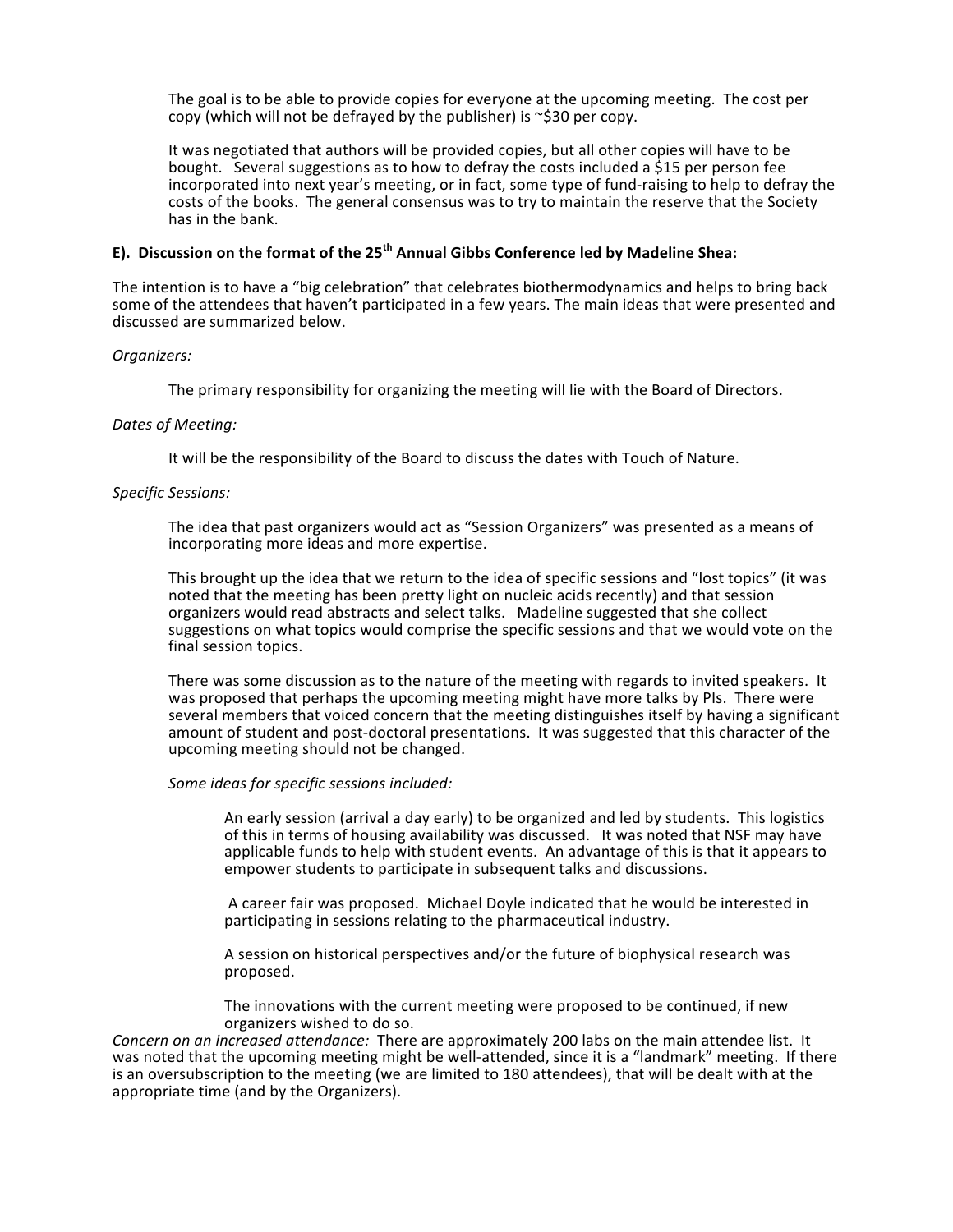The goal is to be able to provide copies for everyone at the upcoming meeting. The cost per copy (which will not be defrayed by the publisher) is ~$30 per copy.

It was negotiated that authors will be provided copies, but all other copies will have to be bought. Several suggestions as to how to defray the costs included a $15 per person fee incorporated into next year's meeting, or in fact, some type of fund-raising to help to defray the costs of the books. The general consensus was to try to maintain the reserve that the Society has in the bank.

**E). Discussion on the format of the 25th Annual Gibbs Conference led by Madeline Shea:**

The intention is to have a "big celebration" that celebrates biothermodynamics and helps to bring back some of the attendees that haven't participated in a few years. The main ideas that were presented and discussed are summarized below.

*Organizers:*

The primary responsibility for organizing the meeting will lie with the Board of Directors.

*Dates of Meeting:*

It will be the responsibility of the Board to discuss the dates with Touch of Nature.

*Specific Sessions:*

The idea that past organizers would act as "Session Organizers" was presented as a means of incorporating more ideas and more expertise.

This brought up the idea that we return to the idea of specific sessions and "lost topics" (it was noted that the meeting has been pretty light on nucleic acids recently) and that session organizers would read abstracts and select talks. Madeline suggested that she collect suggestions on what topics would comprise the specific sessions and that we would vote on the final session topics.

There was some discussion as to the nature of the meeting with regards to invited speakers. It was proposed that perhaps the upcoming meeting might have more talks by PIs. There were several members that voiced concern that the meeting distinguishes itself by having a significant amount of student and post-doctoral presentations. It was suggested that this character of the upcoming meeting should not be changed.

*Some ideas for specific sessions included:*

An early session (arrival a day early) to be organized and led by students. This logistics of this in terms of housing availability was discussed. It was noted that NSF may have applicable funds to help with student events. An advantage of this is that it appears to empower students to participate in subsequent talks and discussions.

A career fair was proposed. Michael Doyle indicated that he would be interested in participating in sessions relating to the pharmaceutical industry.

A session on historical perspectives and/or the future of biophysical research was proposed.

The innovations with the current meeting were proposed to be continued, if new organizers wished to do so.

*Concern on an increased attendance:* There are approximately 200 labs on the main attendee list. It was noted that the upcoming meeting might be well-attended, since it is a "landmark" meeting. If there is an oversubscription to the meeting (we are limited to 180 attendees), that will be dealt with at the appropriate time (and by the Organizers).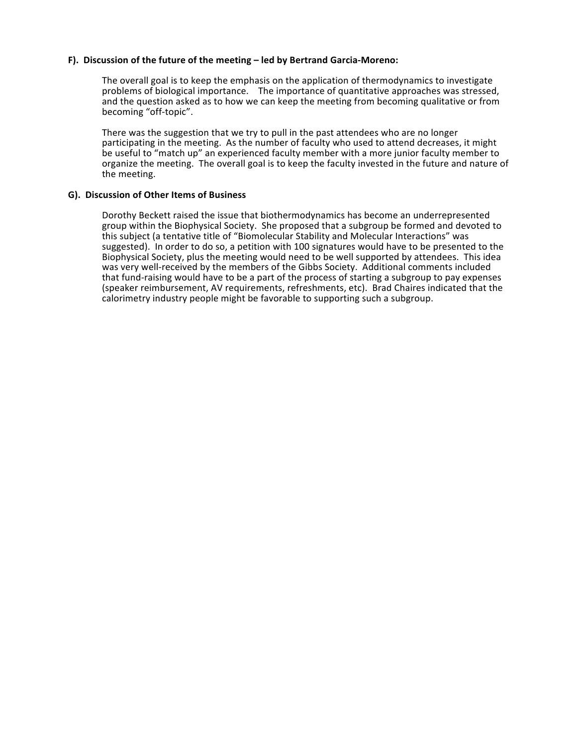**F). Discussion of the future of the meeting – led by Bertrand Garcia-Moreno:**

The overall goal is to keep the emphasis on the application of thermodynamics to investigate problems of biological importance. The importance of quantitative approaches was stressed, and the question asked as to how we can keep the meeting from becoming qualitative or from becoming "off-topic".

There was the suggestion that we try to pull in the past attendees who are no longer participating in the meeting. As the number of faculty who used to attend decreases, it might be useful to "match up" an experienced faculty member with a more junior faculty member to organize the meeting. The overall goal is to keep the faculty invested in the future and nature of the meeting.

**G). Discussion of Other Items of Business**

Dorothy Beckett raised the issue that biothermodynamics has become an underrepresented group within the Biophysical Society. She proposed that a subgroup be formed and devoted to this subject (a tentative title of "Biomolecular Stability and Molecular Interactions" was suggested). In order to do so, a petition with 100 signatures would have to be presented to the Biophysical Society, plus the meeting would need to be well supported by attendees. This idea was very well-received by the members of the Gibbs Society. Additional comments included that fund-raising would have to be a part of the process of starting a subgroup to pay expenses (speaker reimbursement, AV requirements, refreshments, etc). Brad Chaires indicated that the calorimetry industry people might be favorable to supporting such a subgroup.